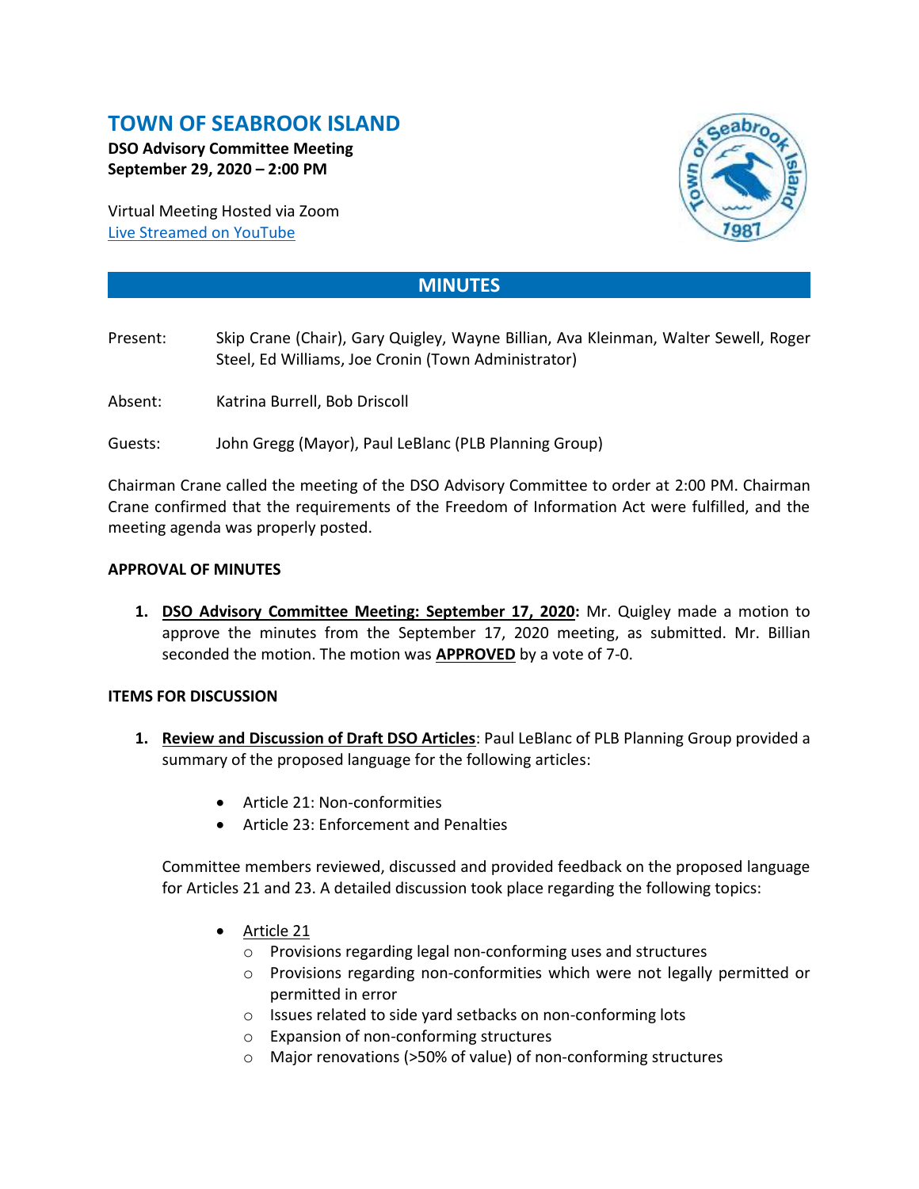# TOWN OF SEABROOK ISLAND

**DSO Advisory Committee Meeting**
**September 29, 2020 – 2:00 PM**

Virtual Meeting Hosted via Zoom
Live Streamed on YouTube

## MINUTES

Present: Skip Crane (Chair), Gary Quigley, Wayne Billian, Ava Kleinman, Walter Sewell, Roger Steel, Ed Williams, Joe Cronin (Town Administrator)

Absent: Katrina Burrell, Bob Driscoll

Guests: John Gregg (Mayor), Paul LeBlanc (PLB Planning Group)

Chairman Crane called the meeting of the DSO Advisory Committee to order at 2:00 PM. Chairman Crane confirmed that the requirements of the Freedom of Information Act were fulfilled, and the meeting agenda was properly posted.

**APPROVAL OF MINUTES**

1. **DSO Advisory Committee Meeting: September 17, 2020:** Mr. Quigley made a motion to approve the minutes from the September 17, 2020 meeting, as submitted. Mr. Billian seconded the motion. The motion was **APPROVED** by a vote of 7-0.

**ITEMS FOR DISCUSSION**

1. **Review and Discussion of Draft DSO Articles**: Paul LeBlanc of PLB Planning Group provided a summary of the proposed language for the following articles:

   - Article 21: Non-conformities
   - Article 23: Enforcement and Penalties

   Committee members reviewed, discussed and provided feedback on the proposed language for Articles 21 and 23. A detailed discussion took place regarding the following topics:

   - Article 21
     - Provisions regarding legal non-conforming uses and structures
     - Provisions regarding non-conformities which were not legally permitted or permitted in error
     - Issues related to side yard setbacks on non-conforming lots
     - Expansion of non-conforming structures
     - Major renovations (>50% of value) of non-conforming structures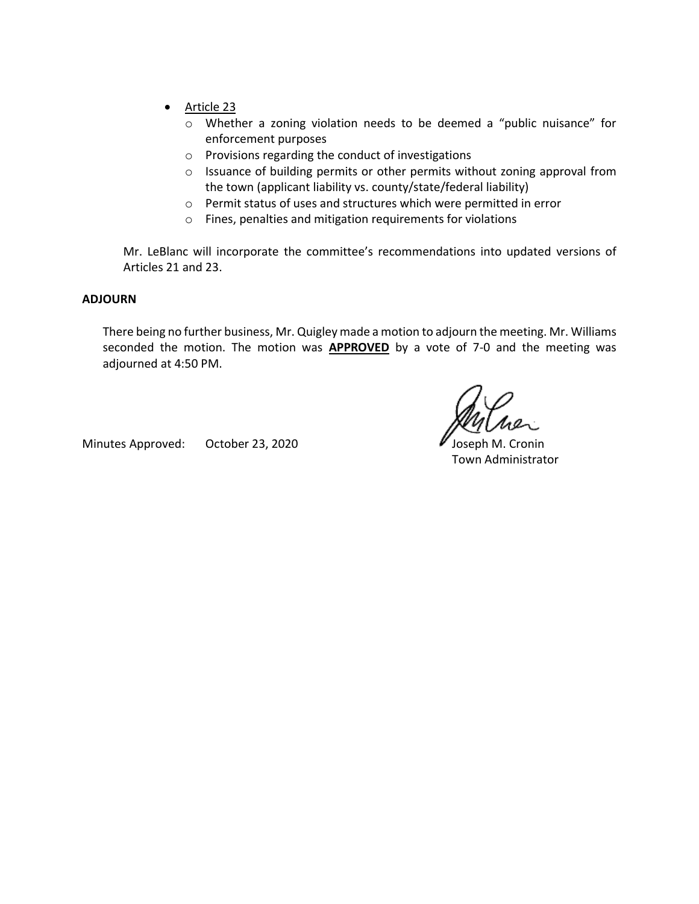- Article 23
  - Whether a zoning violation needs to be deemed a "public nuisance" for enforcement purposes
  - Provisions regarding the conduct of investigations
  - Issuance of building permits or other permits without zoning approval from the town (applicant liability vs. county/state/federal liability)
  - Permit status of uses and structures which were permitted in error
  - Fines, penalties and mitigation requirements for violations

Mr. LeBlanc will incorporate the committee's recommendations into updated versions of Articles 21 and 23.

**ADJOURN**

There being no further business, Mr. Quigley made a motion to adjourn the meeting. Mr. Williams seconded the motion. The motion was **APPROVED** by a vote of 7-0 and the meeting was adjourned at 4:50 PM.

Minutes Approved: October 23, 2020

Joseph M. Cronin
Town Administrator